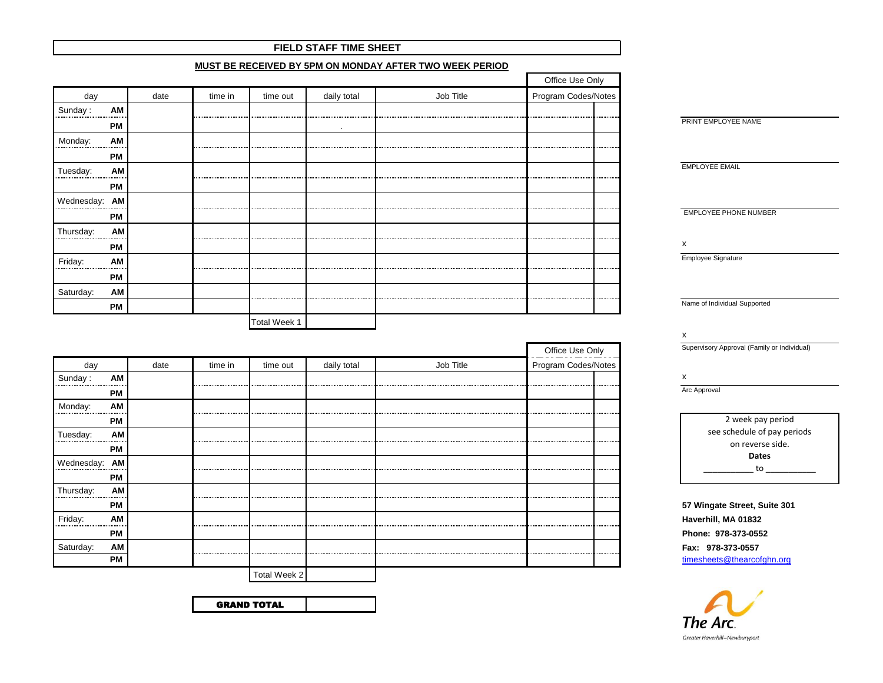# FIELD STAFF TIME SHEET

**MUST BE RECEIVED BY 5PM ON MONDAY AFTER TWO WEEK PERIOD**

| day | | date | time in | time out | daily total | Job Title | Office Use Only Program Codes/Notes | |
|---|---|---|---|---|---|---|---|---|
| Sunday : | AM | | | | | | | |
| | PM | | | | . | | | |
| Monday: | AM | | | | | | | |
| | PM | | | | | | | |
| Tuesday: | AM | | | | | | | |
| | PM | | | | | | | |
| Wednesday: | AM | | | | | | | |
| | PM | | | | | | | |
| Thursday: | AM | | | | | | | |
| | PM | | | | | | | |
| Friday: | AM | | | | | | | |
| | PM | | | | | | | |
| Saturday: | AM | | | | | | | |
| | PM | | | | | | | |
| | | | | Total Week 1 | | | | |

| day | | date | time in | time out | daily total | Job Title | Office Use Only Program Codes/Notes | |
|---|---|---|---|---|---|---|---|---|
| Sunday : | AM | | | | | | | |
| | PM | | | | | | | |
| Monday: | AM | | | | | | | |
| | PM | | | | | | | |
| Tuesday: | AM | | | | | | | |
| | PM | | | | | | | |
| Wednesday: | AM | | | | | | | |
| | PM | | | | | | | |
| Thursday: | AM | | | | | | | |
| | PM | | | | | | | |
| Friday: | AM | | | | | | | |
| | PM | | | | | | | |
| Saturday: | AM | | | | | | | |
| | PM | | | | | | | |
| | | | | Total Week 2 | | | | |

| **GRAND TOTAL** | |
|---|---|

PRINT EMPLOYEE NAME

EMPLOYEE EMAIL

EMPLOYEE PHONE NUMBER

x

Employee Signature

Name of Individual Supported

x

Supervisory Approval (Family or Individual)

x

Arc Approval

2 week pay period
see schedule of pay periods
on reverse side.
**Dates**
__________ to __________

**57 Wingate Street, Suite 301**
**Haverhill, MA 01832**
**Phone: 978-373-0552**
**Fax: 978-373-0557**
timesheets@thearcofghn.org

The Arc.
Greater Haverhill–Newburyport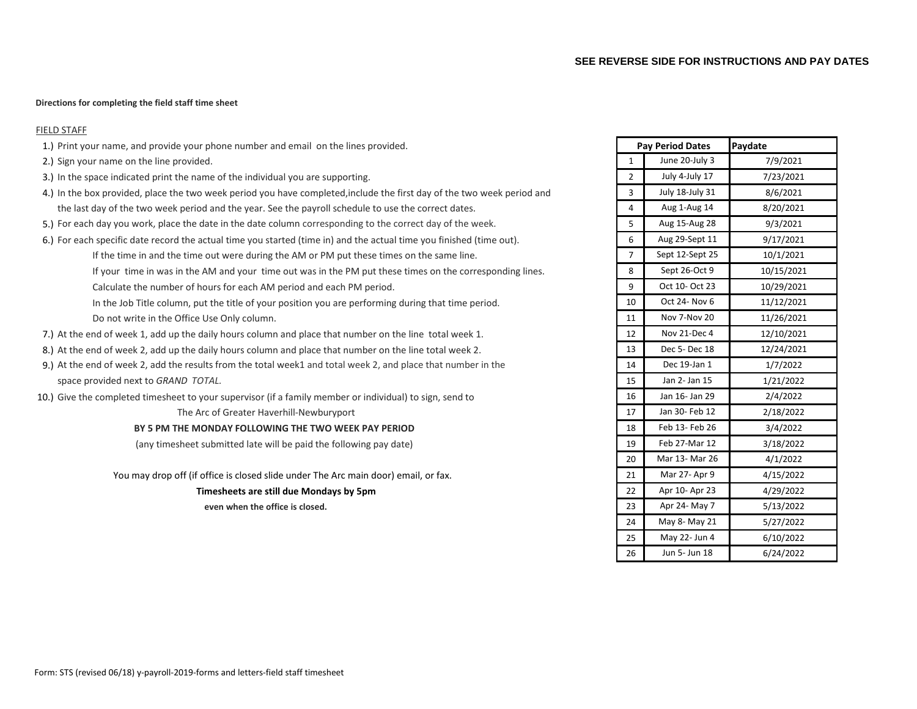**SEE REVERSE SIDE FOR INSTRUCTIONS AND PAY DATES**

**Directions for completing the field staff time sheet**

FIELD STAFF

1.) Print your name, and provide your phone number and email on the lines provided.

2.) Sign your name on the line provided.

3.) In the space indicated print the name of the individual you are supporting.

4.) In the box provided, place the two week period you have completed,include the first day of the two week period and the last day of the two week period and the year. See the payroll schedule to use the correct dates.

5.) For each day you work, place the date in the date column corresponding to the correct day of the week.

6.) For each specific date record the actual time you started (time in) and the actual time you finished (time out).

If the time in and the time out were during the AM or PM put these times on the same line.

If your time in was in the AM and your time out was in the PM put these times on the corresponding lines.

Calculate the number of hours for each AM period and each PM period.

In the Job Title column, put the title of your position you are performing during that time period.

Do not write in the Office Use Only column.

7.) At the end of week 1, add up the daily hours column and place that number on the line total week 1.

8.) At the end of week 2, add up the daily hours column and place that number on the line total week 2.

9.) At the end of week 2, add the results from the total week1 and total week 2, and place that number in the space provided next to *GRAND TOTAL.*

10.) Give the completed timesheet to your supervisor (if a family member or individual) to sign, send to

The Arc of Greater Haverhill-Newburyport

**BY 5 PM THE MONDAY FOLLOWING THE TWO WEEK PAY PERIOD**

(any timesheet submitted late will be paid the following pay date)

You may drop off (if office is closed slide under The Arc main door) email, or fax.

**Timesheets are still due Mondays by 5pm**

**even when the office is closed.**

| Pay Period Dates | | Paydate |
|---|---|---|
| 1 | June 20-July 3 | 7/9/2021 |
| 2 | July 4-July 17 | 7/23/2021 |
| 3 | July 18-July 31 | 8/6/2021 |
| 4 | Aug 1-Aug 14 | 8/20/2021 |
| 5 | Aug 15-Aug 28 | 9/3/2021 |
| 6 | Aug 29-Sept 11 | 9/17/2021 |
| 7 | Sept 12-Sept 25 | 10/1/2021 |
| 8 | Sept 26-Oct 9 | 10/15/2021 |
| 9 | Oct 10- Oct 23 | 10/29/2021 |
| 10 | Oct 24- Nov 6 | 11/12/2021 |
| 11 | Nov 7-Nov 20 | 11/26/2021 |
| 12 | Nov 21-Dec 4 | 12/10/2021 |
| 13 | Dec 5- Dec 18 | 12/24/2021 |
| 14 | Dec 19-Jan 1 | 1/7/2022 |
| 15 | Jan 2- Jan 15 | 1/21/2022 |
| 16 | Jan 16- Jan 29 | 2/4/2022 |
| 17 | Jan 30- Feb 12 | 2/18/2022 |
| 18 | Feb 13- Feb 26 | 3/4/2022 |
| 19 | Feb 27-Mar 12 | 3/18/2022 |
| 20 | Mar 13- Mar 26 | 4/1/2022 |
| 21 | Mar 27- Apr 9 | 4/15/2022 |
| 22 | Apr 10- Apr 23 | 4/29/2022 |
| 23 | Apr 24- May 7 | 5/13/2022 |
| 24 | May 8- May 21 | 5/27/2022 |
| 25 | May 22- Jun 4 | 6/10/2022 |
| 26 | Jun 5- Jun 18 | 6/24/2022 |

Form: STS (revised 06/18) y-payroll-2019-forms and letters-field staff timesheet